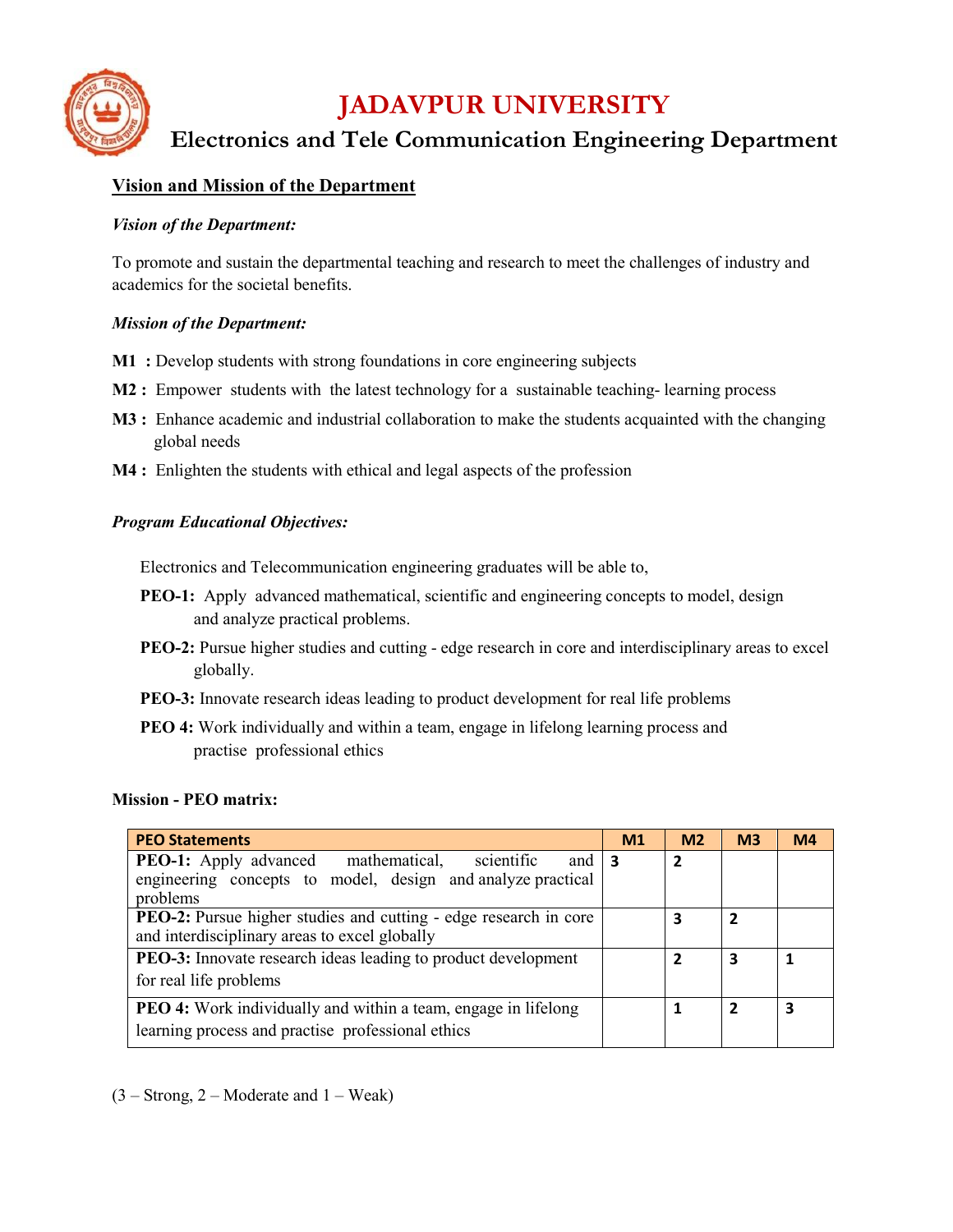# JADAVPUR UNIVERSITY

## Electronics and Tele Communication Engineering Department

### Vision and Mission of the Department

***Vision of the Department:***

To promote and sustain the departmental teaching and research to meet the challenges of industry and academics for the societal benefits.

***Mission of the Department:***

**M1 :** Develop students with strong foundations in core engineering subjects

**M2 :** Empower students with the latest technology for a sustainable teaching- learning process

**M3 :** Enhance academic and industrial collaboration to make the students acquainted with the changing global needs

**M4 :** Enlighten the students with ethical and legal aspects of the profession

***Program Educational Objectives:***

Electronics and Telecommunication engineering graduates will be able to,

**PEO-1:** Apply advanced mathematical, scientific and engineering concepts to model, design and analyze practical problems.

**PEO-2:** Pursue higher studies and cutting - edge research in core and interdisciplinary areas to excel globally.

**PEO-3:** Innovate research ideas leading to product development for real life problems

**PEO 4:** Work individually and within a team, engage in lifelong learning process and practise professional ethics

**Mission - PEO matrix:**

| PEO Statements | M1 | M2 | M3 | M4 |
|---|---|---|---|---|
| **PEO-1:** Apply advanced mathematical, scientific and engineering concepts to model, design and analyze practical problems | 3 | 2 | | |
| **PEO-2:** Pursue higher studies and cutting - edge research in core and interdisciplinary areas to excel globally | | 3 | 2 | |
| **PEO-3:** Innovate research ideas leading to product development for real life problems | | 2 | 3 | 1 |
| **PEO 4:** Work individually and within a team, engage in lifelong learning process and practise professional ethics | | 1 | 2 | 3 |

(3 – Strong, 2 – Moderate and 1 – Weak)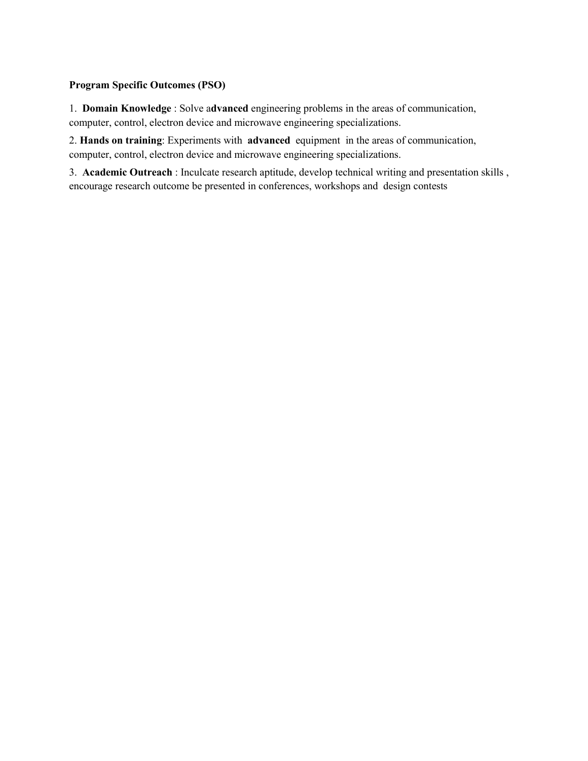**Program Specific Outcomes (PSO)**

1. **Domain Knowledge** : Solve a**dvanced** engineering problems in the areas of communication, computer, control, electron device and microwave engineering specializations.

2. **Hands on training**: Experiments with **advanced** equipment in the areas of communication, computer, control, electron device and microwave engineering specializations.

3. **Academic Outreach** : Inculcate research aptitude, develop technical writing and presentation skills , encourage research outcome be presented in conferences, workshops and design contests